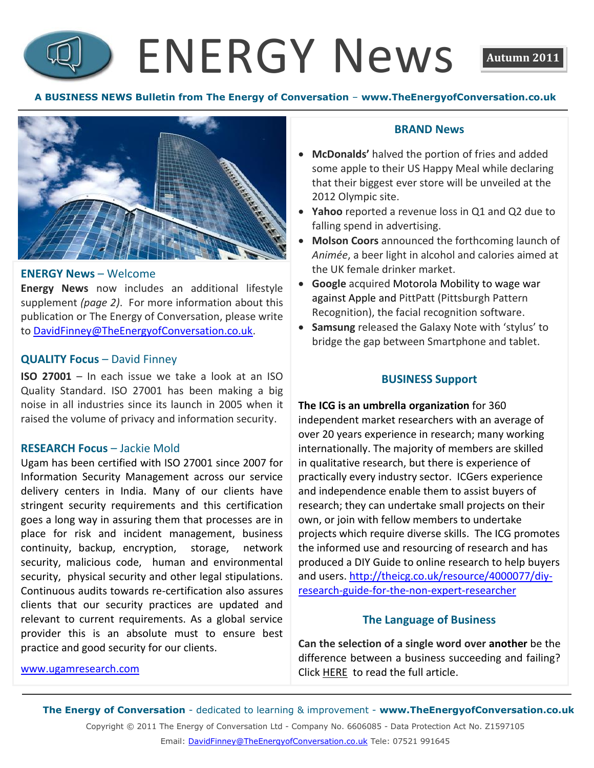# ENERGY News

**Autumn 2011**

**A BUSINESS NEWS Bulletin from The Energy of Conversation – www.TheEnergyofConversation.co.uk**

## ENERGY News – Welcome

**Energy News** now includes an additional lifestyle supplement *(page 2)*. For more information about this publication or The Energy of Conversation, please write to DavidFinney@TheEnergyofConversation.co.uk.

## QUALITY Focus – David Finney

**ISO 27001** – In each issue we take a look at an ISO Quality Standard. ISO 27001 has been making a big noise in all industries since its launch in 2005 when it raised the volume of privacy and information security.

## RESEARCH Focus – Jackie Mold

Ugam has been certified with ISO 27001 since 2007 for Information Security Management across our service delivery centers in India. Many of our clients have stringent security requirements and this certification goes a long way in assuring them that processes are in place for risk and incident management, business continuity, backup, encryption, storage, network security, malicious code, human and environmental security, physical security and other legal stipulations. Continuous audits towards re-certification also assures clients that our security practices are updated and relevant to current requirements. As a global service provider this is an absolute must to ensure best practice and good security for our clients.

www.ugamresearch.com

## BRAND News

- **McDonalds'** halved the portion of fries and added some apple to their US Happy Meal while declaring that their biggest ever store will be unveiled at the 2012 Olympic site.
- **Yahoo** reported a revenue loss in Q1 and Q2 due to falling spend in advertising.
- **Molson Coors** announced the forthcoming launch of *Animée*, a beer light in alcohol and calories aimed at the UK female drinker market.
- **Google** acquired Motorola Mobility to wage war against Apple and PittPatt (Pittsburgh Pattern Recognition), the facial recognition software.
- **Samsung** released the Galaxy Note with 'stylus' to bridge the gap between Smartphone and tablet.

## BUSINESS Support

**The ICG is an umbrella organization** for 360 independent market researchers with an average of over 20 years experience in research; many working internationally. The majority of members are skilled in qualitative research, but there is experience of practically every industry sector. ICGers experience and independence enable them to assist buyers of research; they can undertake small projects on their own, or join with fellow members to undertake projects which require diverse skills. The ICG promotes the informed use and resourcing of research and has produced a DIY Guide to online research to help buyers and users. http://theicg.co.uk/resource/4000077/diy-research-guide-for-the-non-expert-researcher

## The Language of Business

**Can the selection of a single word over another** be the difference between a business succeeding and failing? Click HERE to read the full article.

**The Energy of Conversation** - dedicated to learning & improvement - **www.TheEnergyofConversation.co.uk**

Copyright © 2011 The Energy of Conversation Ltd - Company No. 6606085 - Data Protection Act No. Z1597105

Email: DavidFinney@TheEnergyofConversation.co.uk Tele: 07521 991645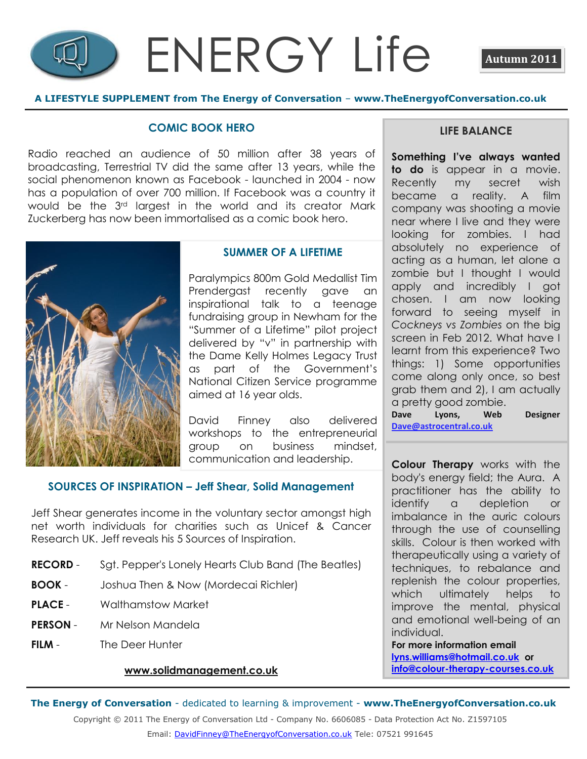# ENERGY Life

**Autumn 2011**

**A LIFESTYLE SUPPLEMENT from The Energy of Conversation – www.TheEnergyofConversation.co.uk**

## COMIC BOOK HERO

Radio reached an audience of 50 million after 38 years of broadcasting, Terrestrial TV did the same after 13 years, while the social phenomenon known as Facebook - launched in 2004 - now has a population of over 700 million. If Facebook was a country it would be the 3rd largest in the world and its creator Mark Zuckerberg has now been immortalised as a comic book hero.

## SUMMER OF A LIFETIME

Paralympics 800m Gold Medallist Tim Prendergast recently gave an inspirational talk to a teenage fundraising group in Newham for the "Summer of a Lifetime" pilot project delivered by "v" in partnership with the Dame Kelly Holmes Legacy Trust as part of the Government's National Citizen Service programme aimed at 16 year olds.

David Finney also delivered workshops to the entrepreneurial group on business mindset, communication and leadership.

## SOURCES OF INSPIRATION – Jeff Shear, Solid Management

Jeff Shear generates income in the voluntary sector amongst high net worth individuals for charities such as Unicef & Cancer Research UK. Jeff reveals his 5 Sources of Inspiration.

- **RECORD** - Sgt. Pepper's Lonely Hearts Club Band (The Beatles)
- **BOOK** - Joshua Then & Now (Mordecai Richler)
- **PLACE** - Walthamstow Market
- **PERSON** - Mr Nelson Mandela
- **FILM** - The Deer Hunter

**www.solidmanagement.co.uk**

## LIFE BALANCE

**Something I've always wanted to do** is appear in a movie. Recently my secret wish became a reality. A film company was shooting a movie near where I live and they were looking for zombies. I had absolutely no experience of acting as a human, let alone a zombie but I thought I would apply and incredibly I got chosen. I am now looking forward to seeing myself in *Cockneys vs Zombies* on the big screen in Feb 2012. What have I learnt from this experience? Two things: 1) Some opportunities come along only once, so best grab them and 2), I am actually a pretty good zombie.

**Dave Lyons, Web Designer**
Dave@astrocentral.co.uk

**Colour Therapy** works with the body's energy field; the Aura. A practitioner has the ability to identify a depletion or imbalance in the auric colours through the use of counselling skills. Colour is then worked with therapeutically using a variety of techniques, to rebalance and replenish the colour properties, which ultimately helps to improve the mental, physical and emotional well-being of an individual.

**For more information email lyns.williams@hotmail.co.uk or info@colour-therapy-courses.co.uk**

**The Energy of Conversation** - dedicated to learning & improvement - **www.TheEnergyofConversation.co.uk**

Copyright © 2011 The Energy of Conversation Ltd - Company No. 6606085 - Data Protection Act No. Z1597105

Email: DavidFinney@TheEnergyofConversation.co.uk Tele: 07521 991645